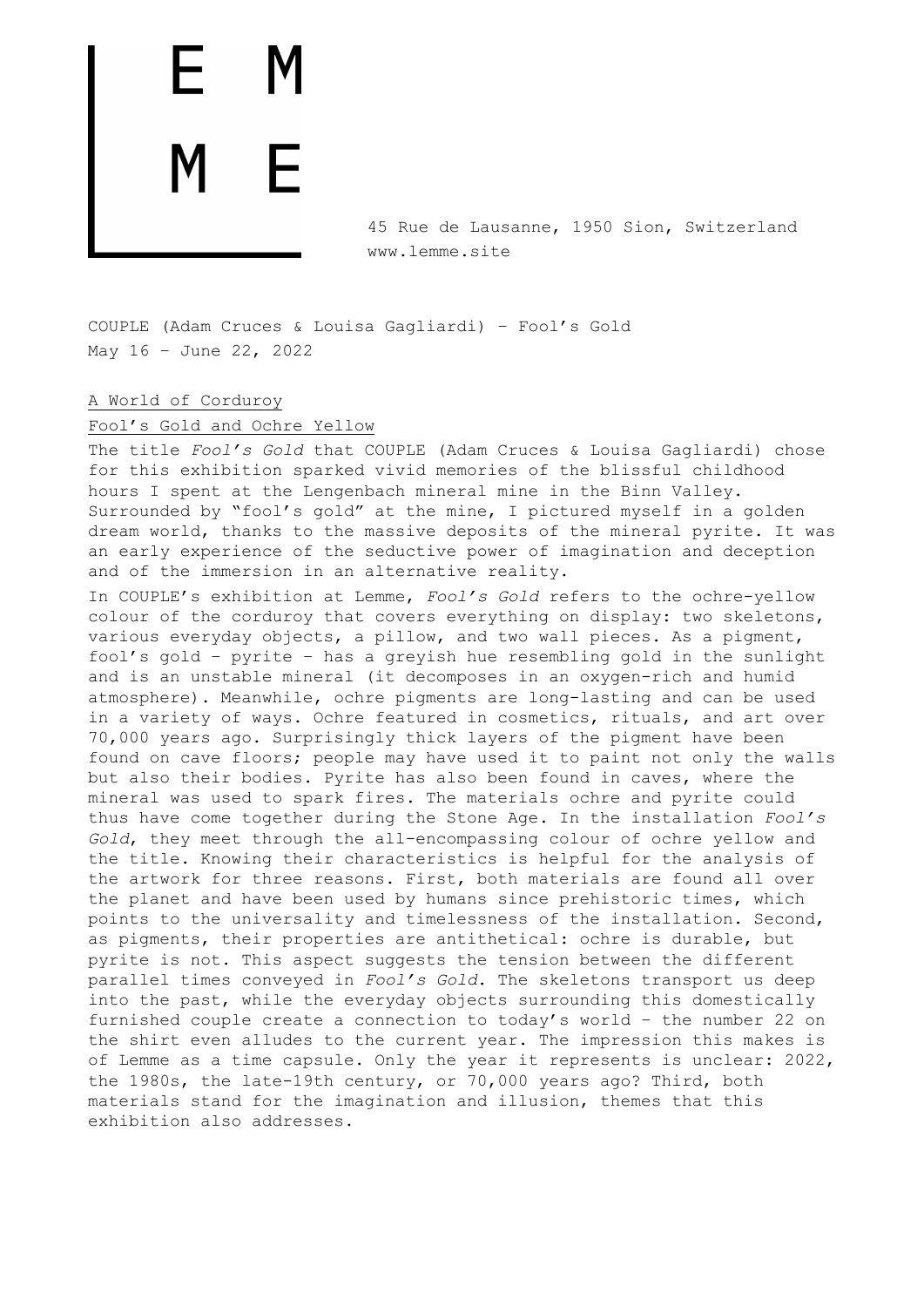# LEMME

45 Rue de Lausanne, 1950 Sion, Switzerland
www.lemme.site

COUPLE (Adam Cruces & Louisa Gagliardi) – Fool’s Gold
May 16 – June 22, 2022

## A World of Corduroy

### Fool’s Gold and Ochre Yellow

The title *Fool’s Gold* that COUPLE (Adam Cruces & Louisa Gagliardi) chose for this exhibition sparked vivid memories of the blissful childhood hours I spent at the Lengenbach mineral mine in the Binn Valley. Surrounded by “fool’s gold” at the mine, I pictured myself in a golden dream world, thanks to the massive deposits of the mineral pyrite. It was an early experience of the seductive power of imagination and deception and of the immersion in an alternative reality.

In COUPLE’s exhibition at Lemme, *Fool’s Gold* refers to the ochre-yellow colour of the corduroy that covers everything on display: two skeletons, various everyday objects, a pillow, and two wall pieces. As a pigment, fool’s gold – pyrite – has a greyish hue resembling gold in the sunlight and is an unstable mineral (it decomposes in an oxygen-rich and humid atmosphere). Meanwhile, ochre pigments are long-lasting and can be used in a variety of ways. Ochre featured in cosmetics, rituals, and art over 70,000 years ago. Surprisingly thick layers of the pigment have been found on cave floors; people may have used it to paint not only the walls but also their bodies. Pyrite has also been found in caves, where the mineral was used to spark fires. The materials ochre and pyrite could thus have come together during the Stone Age. In the installation *Fool’s Gold*, they meet through the all-encompassing colour of ochre yellow and the title. Knowing their characteristics is helpful for the analysis of the artwork for three reasons. First, both materials are found all over the planet and have been used by humans since prehistoric times, which points to the universality and timelessness of the installation. Second, as pigments, their properties are antithetical: ochre is durable, but pyrite is not. This aspect suggests the tension between the different parallel times conveyed in *Fool’s Gold*. The skeletons transport us deep into the past, while the everyday objects surrounding this domestically furnished couple create a connection to today’s world – the number 22 on the shirt even alludes to the current year. The impression this makes is of Lemme as a time capsule. Only the year it represents is unclear: 2022, the 1980s, the late-19th century, or 70,000 years ago? Third, both materials stand for the imagination and illusion, themes that this exhibition also addresses.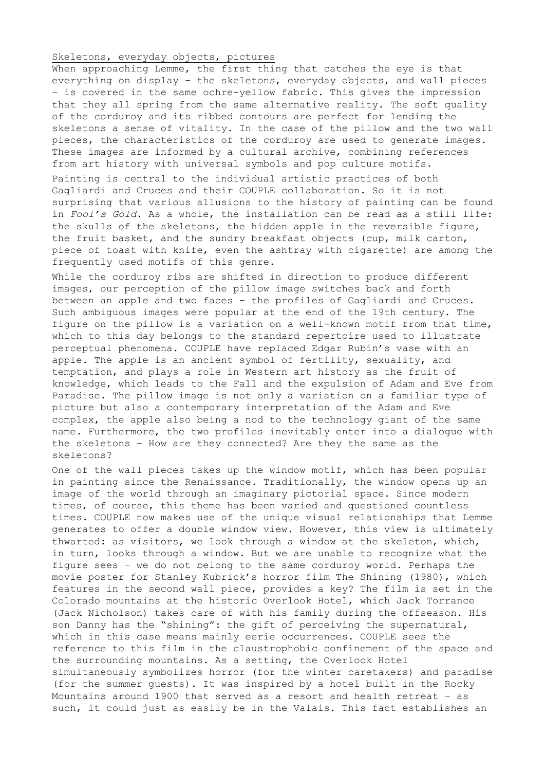Skeletons, everyday objects, pictures

When approaching Lemme, the first thing that catches the eye is that everything on display – the skeletons, everyday objects, and wall pieces – is covered in the same ochre-yellow fabric. This gives the impression that they all spring from the same alternative reality. The soft quality of the corduroy and its ribbed contours are perfect for lending the skeletons a sense of vitality. In the case of the pillow and the two wall pieces, the characteristics of the corduroy are used to generate images. These images are informed by a cultural archive, combining references from art history with universal symbols and pop culture motifs.

Painting is central to the individual artistic practices of both Gagliardi and Cruces and their COUPLE collaboration. So it is not surprising that various allusions to the history of painting can be found in *Fool's Gold*. As a whole, the installation can be read as a still life: the skulls of the skeletons, the hidden apple in the reversible figure, the fruit basket, and the sundry breakfast objects (cup, milk carton, piece of toast with knife, even the ashtray with cigarette) are among the frequently used motifs of this genre.

While the corduroy ribs are shifted in direction to produce different images, our perception of the pillow image switches back and forth between an apple and two faces – the profiles of Gagliardi and Cruces. Such ambiguous images were popular at the end of the 19th century. The figure on the pillow is a variation on a well-known motif from that time, which to this day belongs to the standard repertoire used to illustrate perceptual phenomena. COUPLE have replaced Edgar Rubin's vase with an apple. The apple is an ancient symbol of fertility, sexuality, and temptation, and plays a role in Western art history as the fruit of knowledge, which leads to the Fall and the expulsion of Adam and Eve from Paradise. The pillow image is not only a variation on a familiar type of picture but also a contemporary interpretation of the Adam and Eve complex, the apple also being a nod to the technology giant of the same name. Furthermore, the two profiles inevitably enter into a dialogue with the skeletons – How are they connected? Are they the same as the skeletons?

One of the wall pieces takes up the window motif, which has been popular in painting since the Renaissance. Traditionally, the window opens up an image of the world through an imaginary pictorial space. Since modern times, of course, this theme has been varied and questioned countless times. COUPLE now makes use of the unique visual relationships that Lemme generates to offer a double window view. However, this view is ultimately thwarted: as visitors, we look through a window at the skeleton, which, in turn, looks through a window. But we are unable to recognize what the figure sees – we do not belong to the same corduroy world. Perhaps the movie poster for Stanley Kubrick's horror film The Shining (1980), which features in the second wall piece, provides a key? The film is set in the Colorado mountains at the historic Overlook Hotel, which Jack Torrance (Jack Nicholson) takes care of with his family during the offseason. His son Danny has the "shining": the gift of perceiving the supernatural, which in this case means mainly eerie occurrences. COUPLE sees the reference to this film in the claustrophobic confinement of the space and the surrounding mountains. As a setting, the Overlook Hotel simultaneously symbolizes horror (for the winter caretakers) and paradise (for the summer guests). It was inspired by a hotel built in the Rocky Mountains around 1900 that served as a resort and health retreat – as such, it could just as easily be in the Valais. This fact establishes an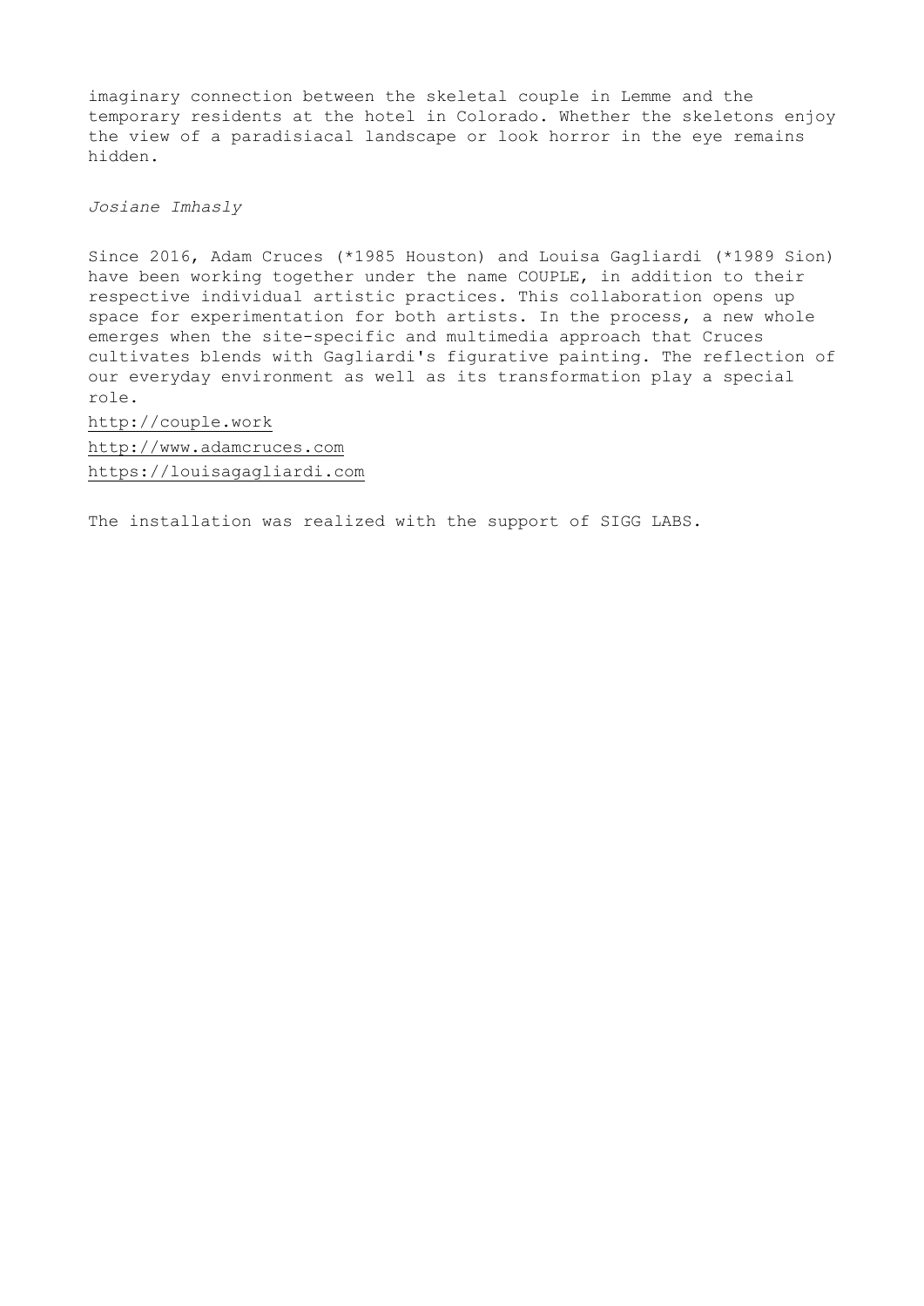imaginary connection between the skeletal couple in Lemme and the temporary residents at the hotel in Colorado. Whether the skeletons enjoy the view of a paradisiacal landscape or look horror in the eye remains hidden.

*Josiane Imhasly*

Since 2016, Adam Cruces (*1985 Houston) and Louisa Gagliardi (*1989 Sion) have been working together under the name COUPLE, in addition to their respective individual artistic practices. This collaboration opens up space for experimentation for both artists. In the process, a new whole emerges when the site-specific and multimedia approach that Cruces cultivates blends with Gagliardi's figurative painting. The reflection of our everyday environment as well as its transformation play a special role.

http://couple.work

http://www.adamcruces.com

https://louisagagliardi.com

The installation was realized with the support of SIGG LABS.